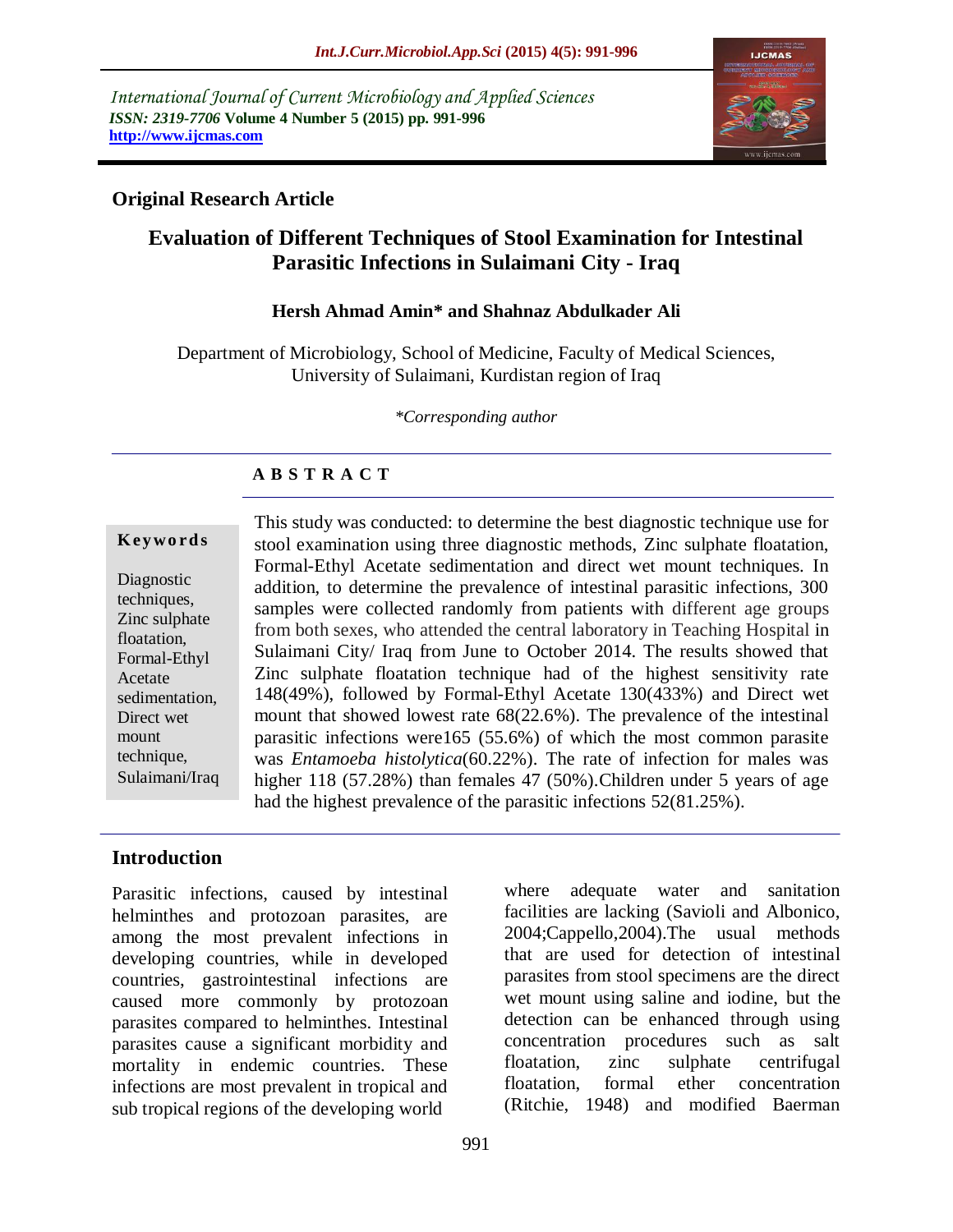International Journal of Current Microbiology and Applied Sciences
*ISSN: 2319-7706* **Volume 4 Number 5 (2015) pp. 991-996**
**http://www.ijcmas.com**

## Original Research Article

# Evaluation of Different Techniques of Stool Examination for Intestinal Parasitic Infections in Sulaimani City - Iraq

**Hersh Ahmad Amin\* and Shahnaz Abdulkader Ali**

Department of Microbiology, School of Medicine, Faculty of Medical Sciences, University of Sulaimani, Kurdistan region of Iraq

*\*Corresponding author*

## A B S T R A C T

**Keywords**

Diagnostic techniques, Zinc sulphate floatation, Formal-Ethyl Acetate sedimentation, Direct wet mount technique, Sulaimani/Iraq

This study was conducted: to determine the best diagnostic technique use for stool examination using three diagnostic methods, Zinc sulphate floatation, Formal-Ethyl Acetate sedimentation and direct wet mount techniques. In addition, to determine the prevalence of intestinal parasitic infections, 300 samples were collected randomly from patients with different age groups from both sexes, who attended the central laboratory in Teaching Hospital in Sulaimani City/ Iraq from June to October 2014. The results showed that Zinc sulphate floatation technique had of the highest sensitivity rate 148(49%), followed by Formal-Ethyl Acetate 130(433%) and Direct wet mount that showed lowest rate 68(22.6%). The prevalence of the intestinal parasitic infections were165 (55.6%) of which the most common parasite was *Entamoeba histolytica*(60.22%). The rate of infection for males was higher 118 (57.28%) than females 47 (50%).Children under 5 years of age had the highest prevalence of the parasitic infections 52(81.25%).

## Introduction

Parasitic infections, caused by intestinal helminthes and protozoan parasites, are among the most prevalent infections in developing countries, while in developed countries, gastrointestinal infections are caused more commonly by protozoan parasites compared to helminthes. Intestinal parasites cause a significant morbidity and mortality in endemic countries. These infections are most prevalent in tropical and sub tropical regions of the developing world where adequate water and sanitation facilities are lacking (Savioli and Albonico, 2004;Cappello,2004).The usual methods that are used for detection of intestinal parasites from stool specimens are the direct wet mount using saline and iodine, but the detection can be enhanced through using concentration procedures such as salt floatation, zinc sulphate centrifugal floatation, formal ether concentration (Ritchie, 1948) and modified Baerman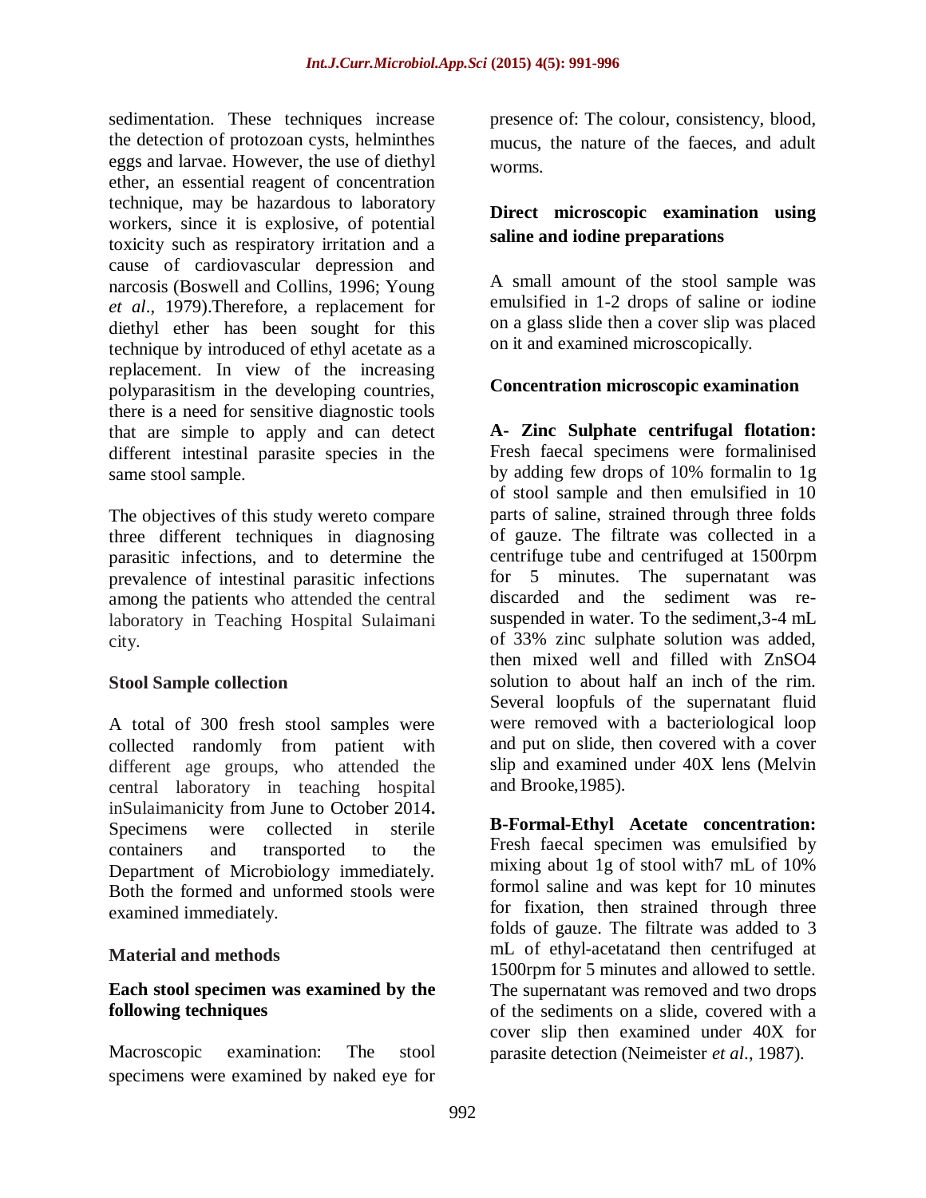sedimentation. These techniques increase the detection of protozoan cysts, helminthes eggs and larvae. However, the use of diethyl ether, an essential reagent of concentration technique, may be hazardous to laboratory workers, since it is explosive, of potential toxicity such as respiratory irritation and a cause of cardiovascular depression and narcosis (Boswell and Collins, 1996; Young *et al*., 1979).Therefore, a replacement for diethyl ether has been sought for this technique by introduced of ethyl acetate as a replacement. In view of the increasing polyparasitism in the developing countries, there is a need for sensitive diagnostic tools that are simple to apply and can detect different intestinal parasite species in the same stool sample.

The objectives of this study wereto compare three different techniques in diagnosing parasitic infections, and to determine the prevalence of intestinal parasitic infections among the patients who attended the central laboratory in Teaching Hospital Sulaimani city.

### Stool Sample collection

A total of 300 fresh stool samples were collected randomly from patient with different age groups, who attended the central laboratory in teaching hospital inSulaimanicity from June to October 2014**.** Specimens were collected in sterile containers and transported to the Department of Microbiology immediately. Both the formed and unformed stools were examined immediately.

### Material and methods

**Each stool specimen was examined by the following techniques**

Macroscopic examination: The stool specimens were examined by naked eye for presence of: The colour, consistency, blood, mucus, the nature of the faeces, and adult worms.

### Direct microscopic examination using saline and iodine preparations

A small amount of the stool sample was emulsified in 1-2 drops of saline or iodine on a glass slide then a cover slip was placed on it and examined microscopically.

### Concentration microscopic examination

**A- Zinc Sulphate centrifugal flotation:** Fresh faecal specimens were formalinised by adding few drops of 10% formalin to 1g of stool sample and then emulsified in 10 parts of saline, strained through three folds of gauze. The filtrate was collected in a centrifuge tube and centrifuged at 1500rpm for 5 minutes. The supernatant was discarded and the sediment was re-suspended in water. To the sediment,3-4 mL of 33% zinc sulphate solution was added, then mixed well and filled with $ZnSO_4$ solution to about half an inch of the rim. Several loopfuls of the supernatant fluid were removed with a bacteriological loop and put on slide, then covered with a cover slip and examined under 40X lens (Melvin and Brooke,1985).

**B-Formal-Ethyl Acetate concentration:** Fresh faecal specimen was emulsified by mixing about 1g of stool with7 mL of 10% formol saline and was kept for 10 minutes for fixation, then strained through three folds of gauze. The filtrate was added to 3 mL of ethyl-acetatand then centrifuged at 1500rpm for 5 minutes and allowed to settle. The supernatant was removed and two drops of the sediments on a slide, covered with a cover slip then examined under 40X for parasite detection (Neimeister *et al*., 1987).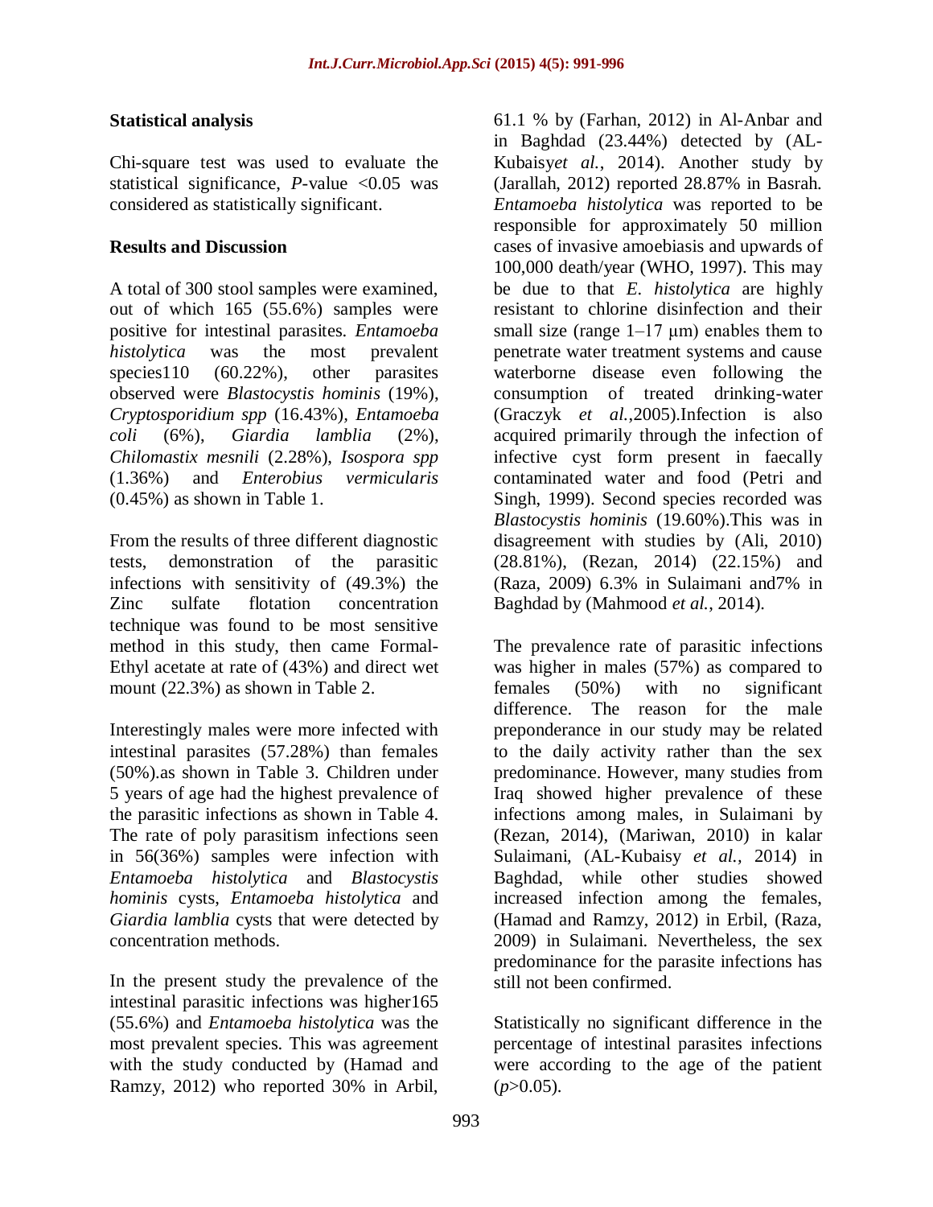## Statistical analysis

Chi-square test was used to evaluate the statistical significance, *P*-value <0.05 was considered as statistically significant.

## Results and Discussion

A total of 300 stool samples were examined, out of which 165 (55.6%) samples were positive for intestinal parasites. *Entamoeba histolytica* was the most prevalent species110 (60.22%), other parasites observed were *Blastocystis hominis* (19%), *Cryptosporidium spp* (16.43%), *Entamoeba coli* (6%), *Giardia lamblia* (2%), *Chilomastix mesnili* (2.28%), *Isospora spp* (1.36%) and *Enterobius vermicularis* (0.45%) as shown in Table 1.

From the results of three different diagnostic tests, demonstration of the parasitic infections with sensitivity of (49.3%) the Zinc sulfate flotation concentration technique was found to be most sensitive method in this study, then came Formal-Ethyl acetate at rate of (43%) and direct wet mount (22.3%) as shown in Table 2.

Interestingly males were more infected with intestinal parasites (57.28%) than females (50%).as shown in Table 3. Children under 5 years of age had the highest prevalence of the parasitic infections as shown in Table 4. The rate of poly parasitism infections seen in 56(36%) samples were infection with *Entamoeba histolytica* and *Blastocystis hominis* cysts, *Entamoeba histolytica* and *Giardia lamblia* cysts that were detected by concentration methods.

In the present study the prevalence of the intestinal parasitic infections was higher165 (55.6%) and *Entamoeba histolytica* was the most prevalent species. This was agreement with the study conducted by (Hamad and Ramzy, 2012) who reported 30% in Arbil, 61.1 % by (Farhan, 2012) in Al-Anbar and in Baghdad (23.44%) detected by (AL-Kubaisy*et al.*, 2014). Another study by (Jarallah, 2012) reported 28.87% in Basrah. *Entamoeba histolytica* was reported to be responsible for approximately 50 million cases of invasive amoebiasis and upwards of 100,000 death/year (WHO, 1997). This may be due to that *E. histolytica* are highly resistant to chlorine disinfection and their small size (range 1–17 μm) enables them to penetrate water treatment systems and cause waterborne disease even following the consumption of treated drinking-water (Graczyk *et al.*,2005).Infection is also acquired primarily through the infection of infective cyst form present in faecally contaminated water and food (Petri and Singh, 1999). Second species recorded was *Blastocystis hominis* (19.60%).This was in disagreement with studies by (Ali, 2010) (28.81%), (Rezan, 2014) (22.15%) and (Raza, 2009) 6.3% in Sulaimani and7% in Baghdad by (Mahmood *et al.*, 2014).

The prevalence rate of parasitic infections was higher in males (57%) as compared to females (50%) with no significant difference. The reason for the male preponderance in our study may be related to the daily activity rather than the sex predominance. However, many studies from Iraq showed higher prevalence of these infections among males, in Sulaimani by (Rezan, 2014), (Mariwan, 2010) in kalar Sulaimani, (AL-Kubaisy *et al.*, 2014) in Baghdad, while other studies showed increased infection among the females, (Hamad and Ramzy, 2012) in Erbil, (Raza, 2009) in Sulaimani. Nevertheless, the sex predominance for the parasite infections has still not been confirmed.

Statistically no significant difference in the percentage of intestinal parasites infections were according to the age of the patient ($p$>0.05).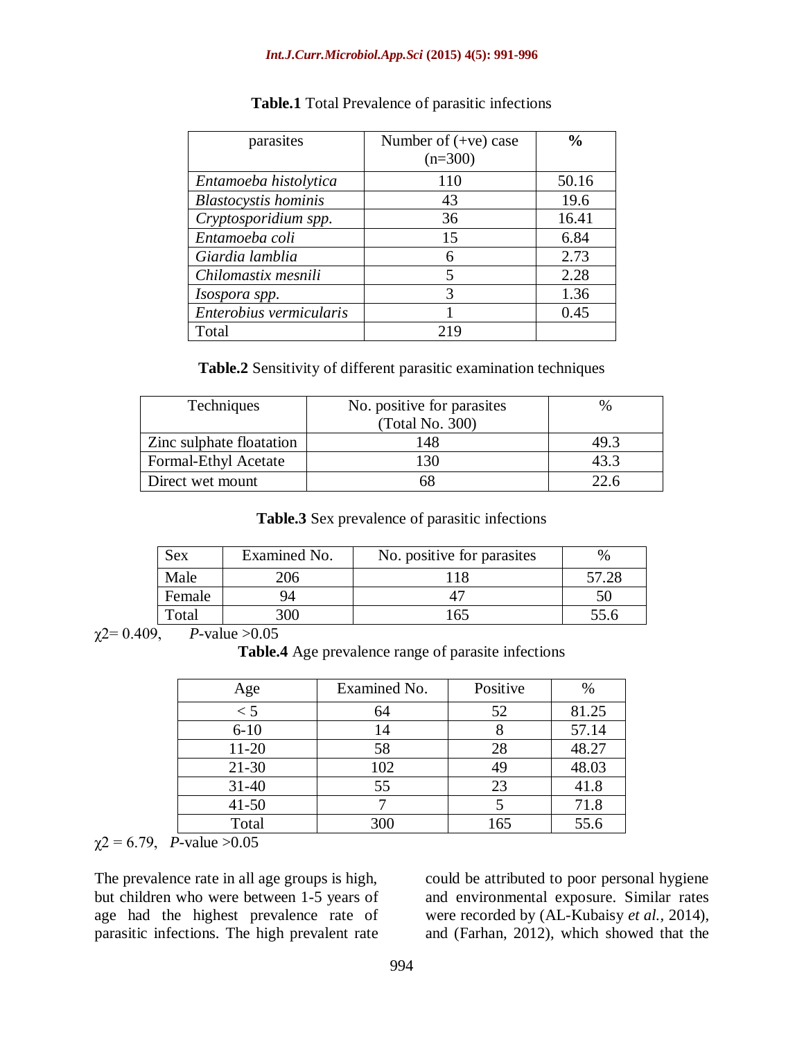**Table.1** Total Prevalence of parasitic infections

| parasites | Number of (+ve) case (n=300) | **%** |
|---|---|---|
| *Entamoeba histolytica* | 110 | 50.16 |
| *Blastocystis hominis* | 43 | 19.6 |
| *Cryptosporidium spp.* | 36 | 16.41 |
| *Entamoeba coli* | 15 | 6.84 |
| *Giardia lamblia* | 6 | 2.73 |
| *Chilomastix mesnili* | 5 | 2.28 |
| *Isospora spp.* | 3 | 1.36 |
| *Enterobius vermicularis* | 1 | 0.45 |
| Total | 219 | |

**Table.2** Sensitivity of different parasitic examination techniques

| Techniques | No. positive for parasites (Total No. 300) | % |
|---|---|---|
| Zinc sulphate floatation | 148 | 49.3 |
| Formal-Ethyl Acetate | 130 | 43.3 |
| Direct wet mount | 68 | 22.6 |

**Table.3** Sex prevalence of parasitic infections

| Sex | Examined No. | No. positive for parasites | % |
|---|---|---|---|
| Male | 206 | 118 | 57.28 |
| Female | 94 | 47 | 50 |
| Total | 300 | 165 | 55.6 |

$\chi 2 = 0.409$, *P*-value >0.05

**Table.4** Age prevalence range of parasite infections

| Age | Examined No. | Positive | % |
|---|---|---|---|
| < 5 | 64 | 52 | 81.25 |
| 6-10 | 14 | 8 | 57.14 |
| 11-20 | 58 | 28 | 48.27 |
| 21-30 | 102 | 49 | 48.03 |
| 31-40 | 55 | 23 | 41.8 |
| 41-50 | 7 | 5 | 71.8 |
| Total | 300 | 165 | 55.6 |

$\chi 2 = 6.79$, *P*-value >0.05

The prevalence rate in all age groups is high, but children who were between 1-5 years of age had the highest prevalence rate of parasitic infections. The high prevalent rate could be attributed to poor personal hygiene and environmental exposure. Similar rates were recorded by (AL-Kubaisy *et al.*, 2014), and (Farhan, 2012), which showed that the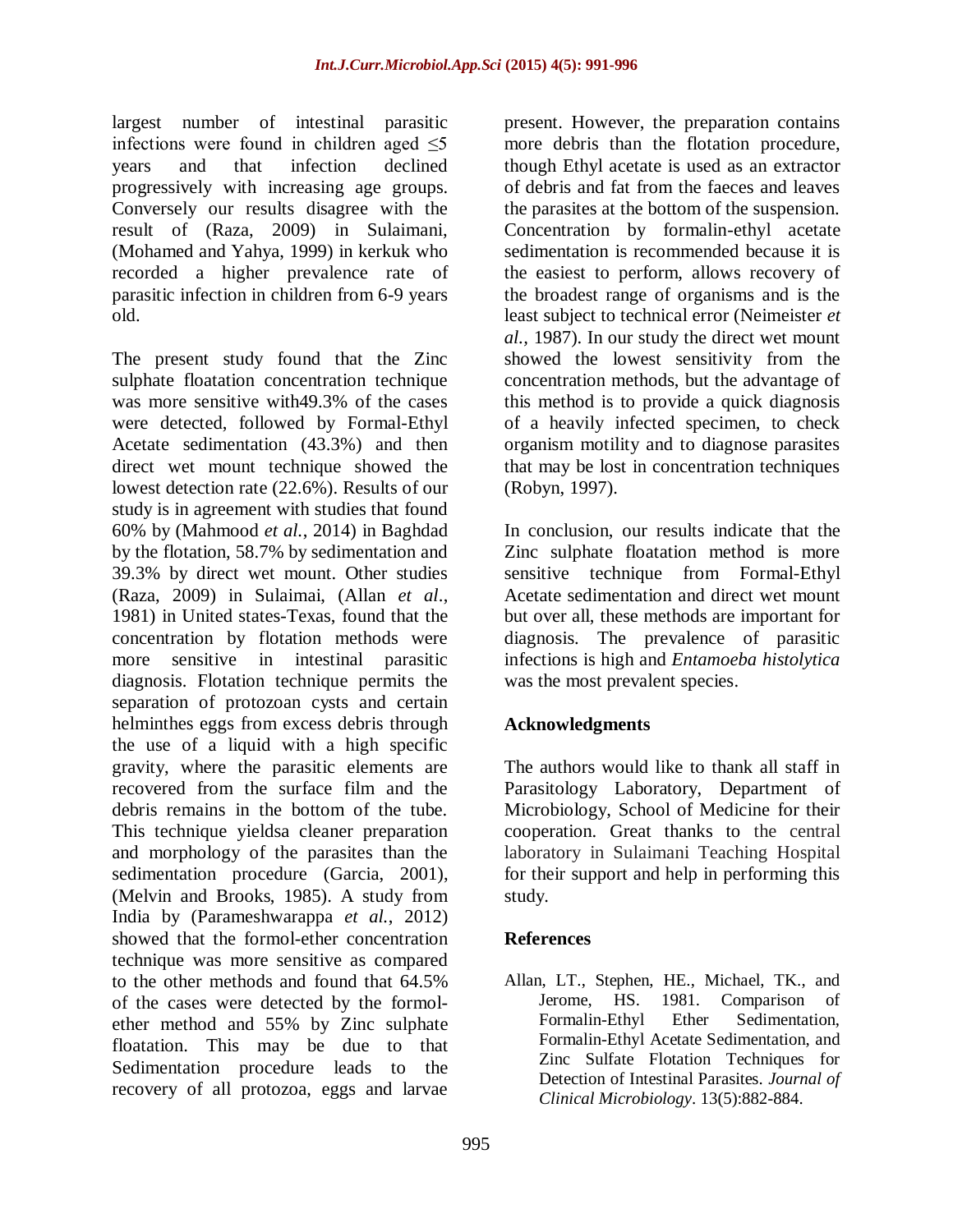largest number of intestinal parasitic infections were found in children aged ≤5 years and that infection declined progressively with increasing age groups. Conversely our results disagree with the result of (Raza, 2009) in Sulaimani, (Mohamed and Yahya, 1999) in kerkuk who recorded a higher prevalence rate of parasitic infection in children from 6-9 years old.

The present study found that the Zinc sulphate floatation concentration technique was more sensitive with49.3% of the cases were detected, followed by Formal-Ethyl Acetate sedimentation (43.3%) and then direct wet mount technique showed the lowest detection rate (22.6%). Results of our study is in agreement with studies that found 60% by (Mahmood *et al.*, 2014) in Baghdad by the flotation, 58.7% by sedimentation and 39.3% by direct wet mount. Other studies (Raza, 2009) in Sulaimai, (Allan *et al.*, 1981) in United states-Texas, found that the concentration by flotation methods were more sensitive in intestinal parasitic diagnosis. Flotation technique permits the separation of protozoan cysts and certain helminthes eggs from excess debris through the use of a liquid with a high specific gravity, where the parasitic elements are recovered from the surface film and the debris remains in the bottom of the tube. This technique yieldsa cleaner preparation and morphology of the parasites than the sedimentation procedure (Garcia, 2001), (Melvin and Brooks, 1985). A study from India by (Parameshwarappa *et al.*, 2012) showed that the formol-ether concentration technique was more sensitive as compared to the other methods and found that 64.5% of the cases were detected by the formol-ether method and 55% by Zinc sulphate floatation. This may be due to that Sedimentation procedure leads to the recovery of all protozoa, eggs and larvae present. However, the preparation contains more debris than the flotation procedure, though Ethyl acetate is used as an extractor of debris and fat from the faeces and leaves the parasites at the bottom of the suspension. Concentration by formalin-ethyl acetate sedimentation is recommended because it is the easiest to perform, allows recovery of the broadest range of organisms and is the least subject to technical error (Neimeister *et al.*, 1987). In our study the direct wet mount showed the lowest sensitivity from the concentration methods, but the advantage of this method is to provide a quick diagnosis of a heavily infected specimen, to check organism motility and to diagnose parasites that may be lost in concentration techniques (Robyn, 1997).

In conclusion, our results indicate that the Zinc sulphate floatation method is more sensitive technique from Formal-Ethyl Acetate sedimentation and direct wet mount but over all, these methods are important for diagnosis. The prevalence of parasitic infections is high and *Entamoeba histolytica* was the most prevalent species.

## Acknowledgments

The authors would like to thank all staff in Parasitology Laboratory, Department of Microbiology, School of Medicine for their cooperation. Great thanks to the central laboratory in Sulaimani Teaching Hospital for their support and help in performing this study.

## References

Allan, LT., Stephen, HE., Michael, TK., and Jerome, HS. 1981. Comparison of Formalin-Ethyl Ether Sedimentation, Formalin-Ethyl Acetate Sedimentation, and Zinc Sulfate Flotation Techniques for Detection of Intestinal Parasites. *Journal of Clinical Microbiology*. 13(5):882-884.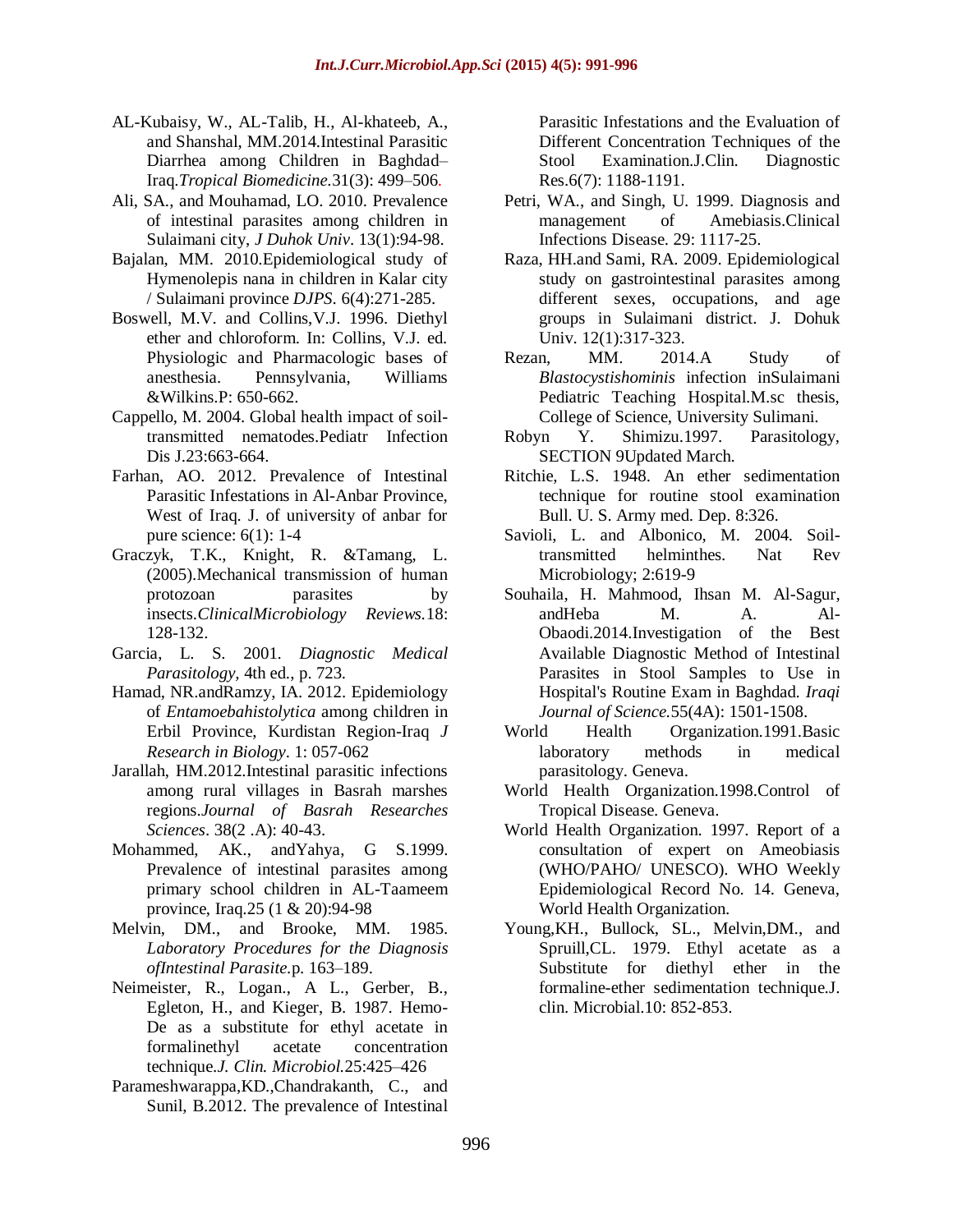AL-Kubaisy, W., AL-Talib, H., Al-khateeb, A., and Shanshal, MM.2014.Intestinal Parasitic Diarrhea among Children in Baghdad–Iraq.*Tropical Biomedicine*.31(3): 499–506.

Ali, SA., and Mouhamad, LO. 2010. Prevalence of intestinal parasites among children in Sulaimani city, *J Duhok Univ*. 13(1):94-98.

Bajalan, MM. 2010.Epidemiological study of Hymenolepis nana in children in Kalar city / Sulaimani province *DJPS*. 6(4):271-285.

Boswell, M.V. and Collins,V.J. 1996. Diethyl ether and chloroform. In: Collins, V.J. ed. Physiologic and Pharmacologic bases of anesthesia. Pennsylvania, Williams &Wilkins.P: 650-662.

Cappello, M. 2004. Global health impact of soil-transmitted nematodes.Pediatr Infection Dis J.23:663-664.

Farhan, AO. 2012. Prevalence of Intestinal Parasitic Infestations in Al-Anbar Province, West of Iraq. J. of university of anbar for pure science: 6(1): 1-4

Graczyk, T.K., Knight, R. &Tamang, L. (2005).Mechanical transmission of human protozoan parasites by insects.*ClinicalMicrobiology Reviews*.18: 128-132.

Garcia, L. S. 2001. *Diagnostic Medical Parasitology*, 4th ed., p. 723.

Hamad, NR.andRamzy, IA. 2012. Epidemiology of *Entamoebahistolytica* among children in Erbil Province, Kurdistan Region-Iraq *J Research in Biology*. 1: 057-062

Jarallah, HM.2012.Intestinal parasitic infections among rural villages in Basrah marshes regions.*Journal of Basrah Researches Sciences*. 38(2 .A): 40-43.

Mohammed, AK., andYahya, G S.1999. Prevalence of intestinal parasites among primary school children in AL-Taameem province, Iraq.25 (1 & 20):94-98

Melvin, DM., and Brooke, MM. 1985. *Laboratory Procedures for the Diagnosis ofIntestinal Parasite*.p. 163–189.

Neimeister, R., Logan., A L., Gerber, B., Egleton, H., and Kieger, B. 1987. Hemo-De as a substitute for ethyl acetate in formalinethyl acetate concentration technique.*J. Clin. Microbiol.*25:425–426

Parameshwarappa,KD.,Chandrakanth, C., and Sunil, B.2012. The prevalence of Intestinal Parasitic Infestations and the Evaluation of Different Concentration Techniques of the Stool Examination.J.Clin. Diagnostic Res.6(7): 1188-1191.

Petri, WA., and Singh, U. 1999. Diagnosis and management of Amebiasis.Clinical Infections Disease. 29: 1117-25.

Raza, HH.and Sami, RA. 2009. Epidemiological study on gastrointestinal parasites among different sexes, occupations, and age groups in Sulaimani district. J. Dohuk Univ. 12(1):317-323.

Rezan, MM. 2014.A Study of *Blastocystishominis* infection inSulaimani Pediatric Teaching Hospital.M.sc thesis, College of Science, University Sulimani.

Robyn Y. Shimizu.1997. Parasitology, SECTION 9Updated March.

Ritchie, L.S. 1948. An ether sedimentation technique for routine stool examination Bull. U. S. Army med. Dep. 8:326.

Savioli, L. and Albonico, M. 2004. Soil-transmitted helminthes. Nat Rev Microbiology; 2:619-9

Souhaila, H. Mahmood, Ihsan M. Al-Sagur, andHeba M. A. Al-Obaodi.2014.Investigation of the Best Available Diagnostic Method of Intestinal Parasites in Stool Samples to Use in Hospital's Routine Exam in Baghdad. *Iraqi Journal of Science.*55(4A): 1501-1508.

World Health Organization.1991.Basic laboratory methods in medical parasitology. Geneva.

World Health Organization.1998.Control of Tropical Disease. Geneva.

World Health Organization. 1997. Report of a consultation of expert on Ameobiasis (WHO/PAHO/ UNESCO). WHO Weekly Epidemiological Record No. 14. Geneva, World Health Organization.

Young,KH., Bullock, SL., Melvin,DM., and Spruill,CL. 1979. Ethyl acetate as a Substitute for diethyl ether in the formaline-ether sedimentation technique.J. clin. Microbial.10: 852-853.